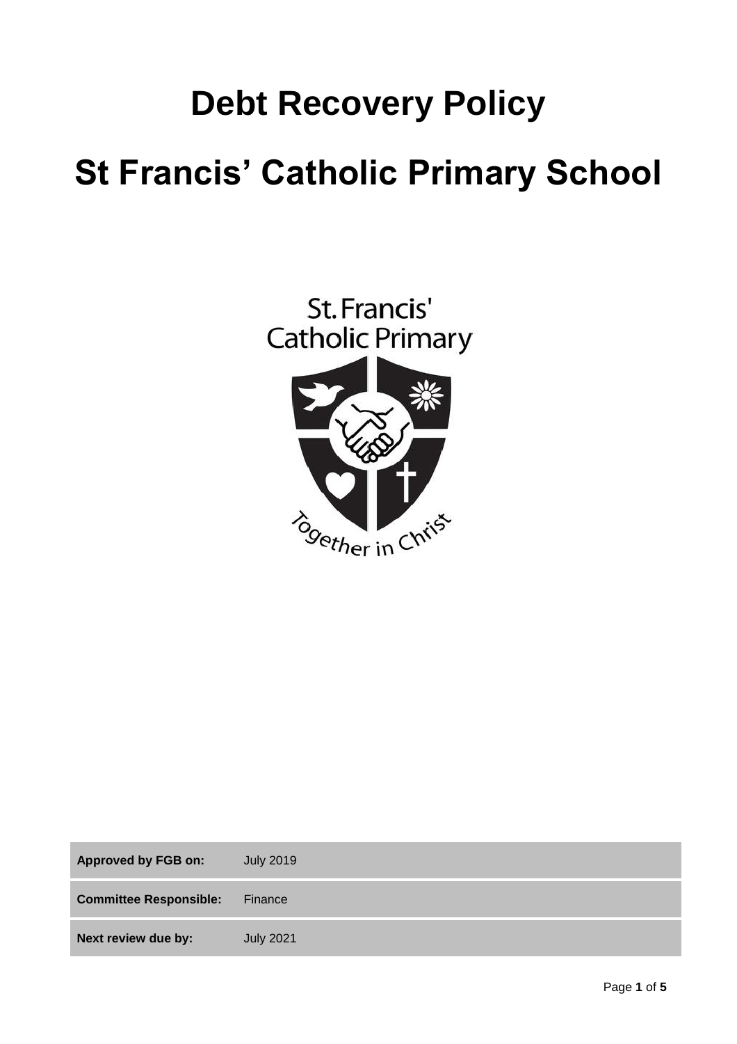# Debt Recovery Policy

# St Francis' Catholic Primary School

| | |
|---|---|
| **Approved by FGB on:** | July 2019 |
| **Committee Responsible:** | Finance |
| **Next review due by:** | July 2021 |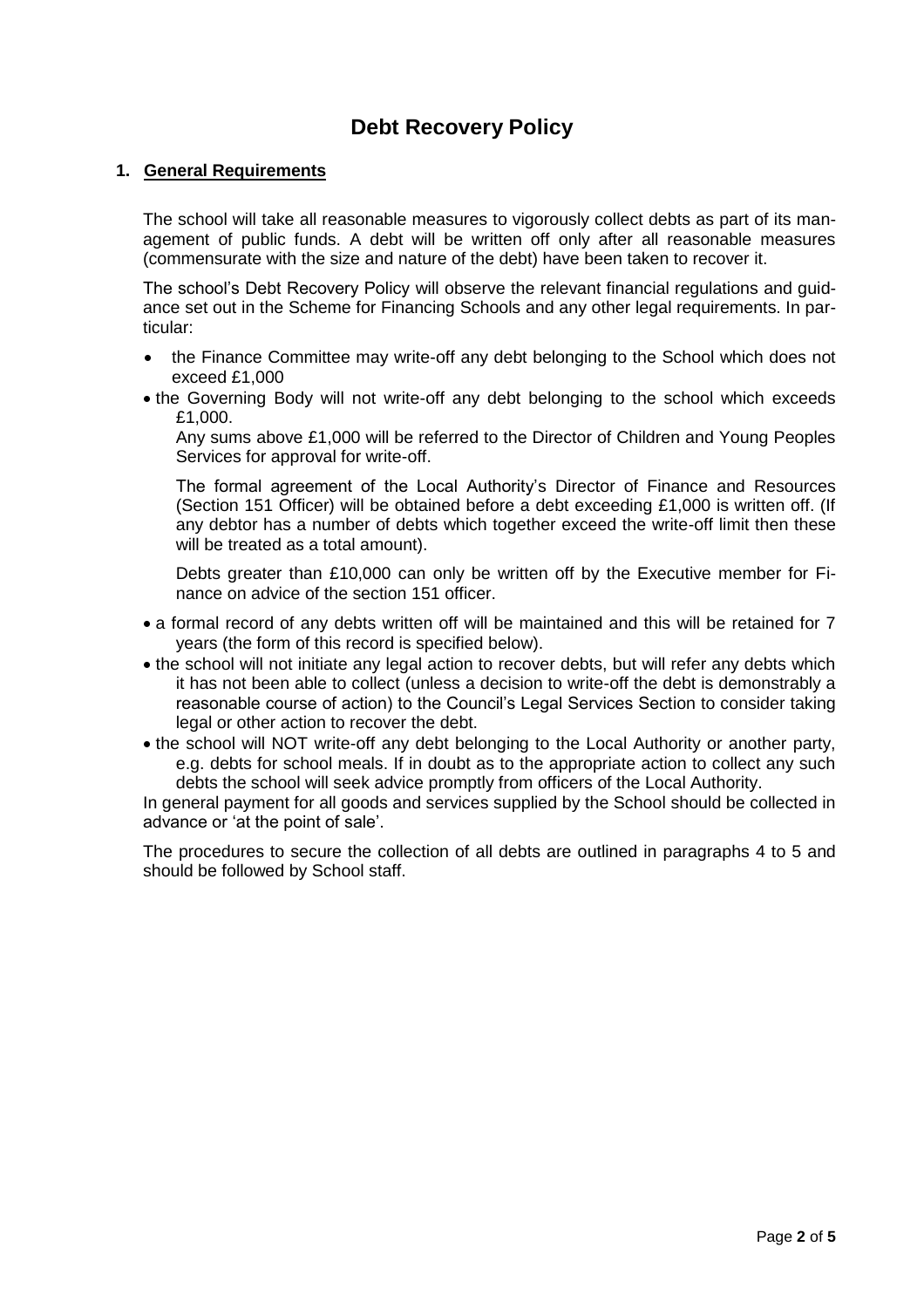# Debt Recovery Policy

## 1. General Requirements

The school will take all reasonable measures to vigorously collect debts as part of its management of public funds. A debt will be written off only after all reasonable measures (commensurate with the size and nature of the debt) have been taken to recover it.

The school's Debt Recovery Policy will observe the relevant financial regulations and guidance set out in the Scheme for Financing Schools and any other legal requirements. In particular:

- the Finance Committee may write-off any debt belonging to the School which does not exceed £1,000
- the Governing Body will not write-off any debt belonging to the school which exceeds £1,000.

  Any sums above £1,000 will be referred to the Director of Children and Young Peoples Services for approval for write-off.

  The formal agreement of the Local Authority's Director of Finance and Resources (Section 151 Officer) will be obtained before a debt exceeding £1,000 is written off. (If any debtor has a number of debts which together exceed the write-off limit then these will be treated as a total amount).

  Debts greater than £10,000 can only be written off by the Executive member for Finance on advice of the section 151 officer.
- a formal record of any debts written off will be maintained and this will be retained for 7 years (the form of this record is specified below).
- the school will not initiate any legal action to recover debts, but will refer any debts which it has not been able to collect (unless a decision to write-off the debt is demonstrably a reasonable course of action) to the Council's Legal Services Section to consider taking legal or other action to recover the debt.
- the school will NOT write-off any debt belonging to the Local Authority or another party, e.g. debts for school meals. If in doubt as to the appropriate action to collect any such debts the school will seek advice promptly from officers of the Local Authority.

In general payment for all goods and services supplied by the School should be collected in advance or 'at the point of sale'.

The procedures to secure the collection of all debts are outlined in paragraphs 4 to 5 and should be followed by School staff.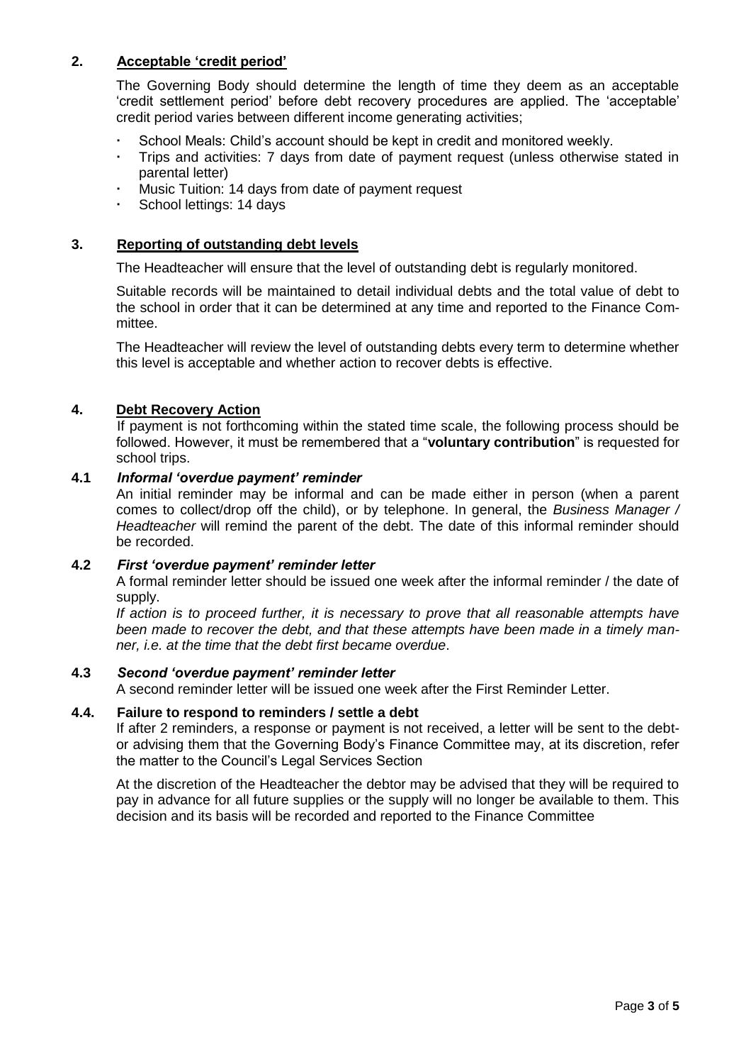## 2. Acceptable 'credit period'

The Governing Body should determine the length of time they deem as an acceptable 'credit settlement period' before debt recovery procedures are applied. The 'acceptable' credit period varies between different income generating activities;

- School Meals: Child's account should be kept in credit and monitored weekly.
- Trips and activities: 7 days from date of payment request (unless otherwise stated in parental letter)
- Music Tuition: 14 days from date of payment request
- School lettings: 14 days

## 3. Reporting of outstanding debt levels

The Headteacher will ensure that the level of outstanding debt is regularly monitored.

Suitable records will be maintained to detail individual debts and the total value of debt to the school in order that it can be determined at any time and reported to the Finance Committee.

The Headteacher will review the level of outstanding debts every term to determine whether this level is acceptable and whether action to recover debts is effective.

## 4. Debt Recovery Action

If payment is not forthcoming within the stated time scale, the following process should be followed. However, it must be remembered that a "**voluntary contribution**" is requested for school trips.

### 4.1 *Informal 'overdue payment' reminder*

An initial reminder may be informal and can be made either in person (when a parent comes to collect/drop off the child), or by telephone. In general, the *Business Manager / Headteacher* will remind the parent of the debt. The date of this informal reminder should be recorded.

### 4.2 *First 'overdue payment' reminder letter*

A formal reminder letter should be issued one week after the informal reminder / the date of supply.

*If action is to proceed further, it is necessary to prove that all reasonable attempts have been made to recover the debt, and that these attempts have been made in a timely manner, i.e. at the time that the debt first became overdue*.

### 4.3 *Second 'overdue payment' reminder letter*

A second reminder letter will be issued one week after the First Reminder Letter.

### 4.4. Failure to respond to reminders / settle a debt

If after 2 reminders, a response or payment is not received, a letter will be sent to the debtor advising them that the Governing Body's Finance Committee may, at its discretion, refer the matter to the Council's Legal Services Section

At the discretion of the Headteacher the debtor may be advised that they will be required to pay in advance for all future supplies or the supply will no longer be available to them. This decision and its basis will be recorded and reported to the Finance Committee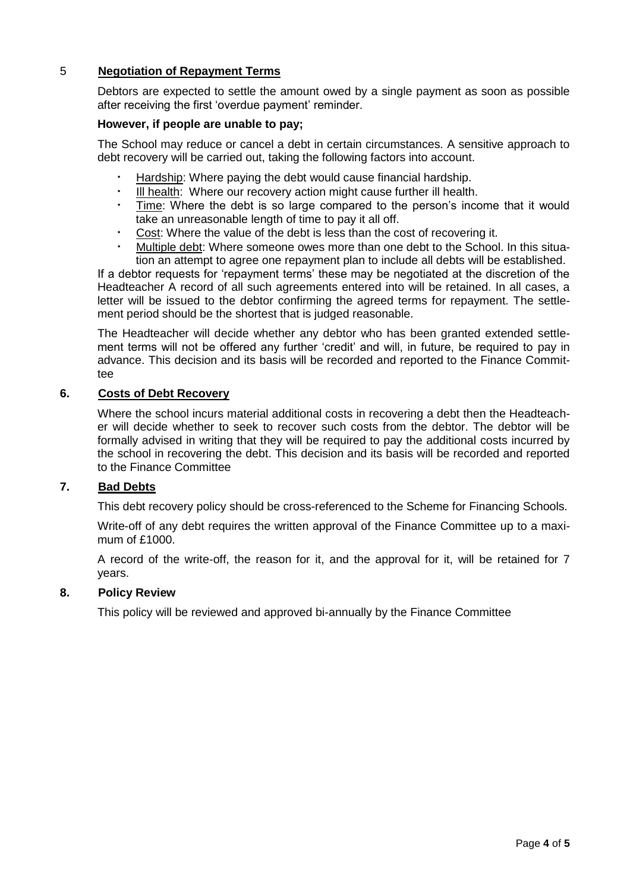## 5 Negotiation of Repayment Terms

Debtors are expected to settle the amount owed by a single payment as soon as possible after receiving the first 'overdue payment' reminder.

**However, if people are unable to pay;**

The School may reduce or cancel a debt in certain circumstances. A sensitive approach to debt recovery will be carried out, taking the following factors into account.

- Hardship: Where paying the debt would cause financial hardship.
- Ill health: Where our recovery action might cause further ill health.
- Time: Where the debt is so large compared to the person's income that it would take an unreasonable length of time to pay it all off.
- Cost: Where the value of the debt is less than the cost of recovering it.
- Multiple debt: Where someone owes more than one debt to the School. In this situation an attempt to agree one repayment plan to include all debts will be established.

If a debtor requests for 'repayment terms' these may be negotiated at the discretion of the Headteacher A record of all such agreements entered into will be retained. In all cases, a letter will be issued to the debtor confirming the agreed terms for repayment. The settlement period should be the shortest that is judged reasonable.

The Headteacher will decide whether any debtor who has been granted extended settlement terms will not be offered any further 'credit' and will, in future, be required to pay in advance. This decision and its basis will be recorded and reported to the Finance Committee

## 6. Costs of Debt Recovery

Where the school incurs material additional costs in recovering a debt then the Headteacher will decide whether to seek to recover such costs from the debtor. The debtor will be formally advised in writing that they will be required to pay the additional costs incurred by the school in recovering the debt. This decision and its basis will be recorded and reported to the Finance Committee

## 7. Bad Debts

This debt recovery policy should be cross-referenced to the Scheme for Financing Schools.

Write-off of any debt requires the written approval of the Finance Committee up to a maximum of £1000.

A record of the write-off, the reason for it, and the approval for it, will be retained for 7 years.

## 8. Policy Review

This policy will be reviewed and approved bi-annually by the Finance Committee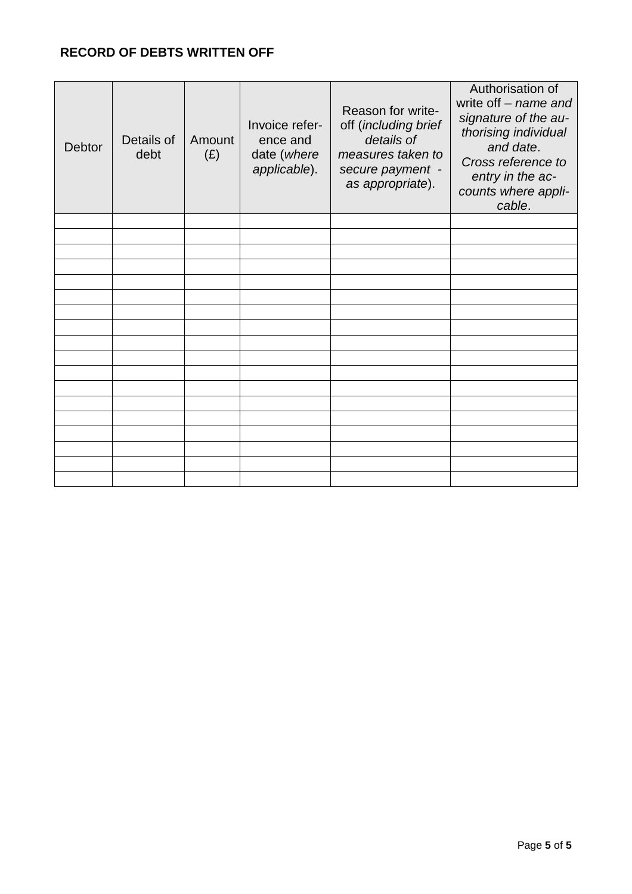**RECORD OF DEBTS WRITTEN OFF**

| Debtor | Details of debt | Amount (£) | Invoice reference and date (*where applicable*). | Reason for write-off (*including brief details of measures taken to secure payment - as appropriate*). | Authorisation of write off – *name and signature of the authorising individual and date*. *Cross reference to entry in the accounts where applicable*. |
|---|---|---|---|---|---|
| | | | | | |
| | | | | | |
| | | | | | |
| | | | | | |
| | | | | | |
| | | | | | |
| | | | | | |
| | | | | | |
| | | | | | |
| | | | | | |
| | | | | | |
| | | | | | |
| | | | | | |
| | | | | | |
| | | | | | |
| | | | | | |
| | | | | | |
| | | | | | |